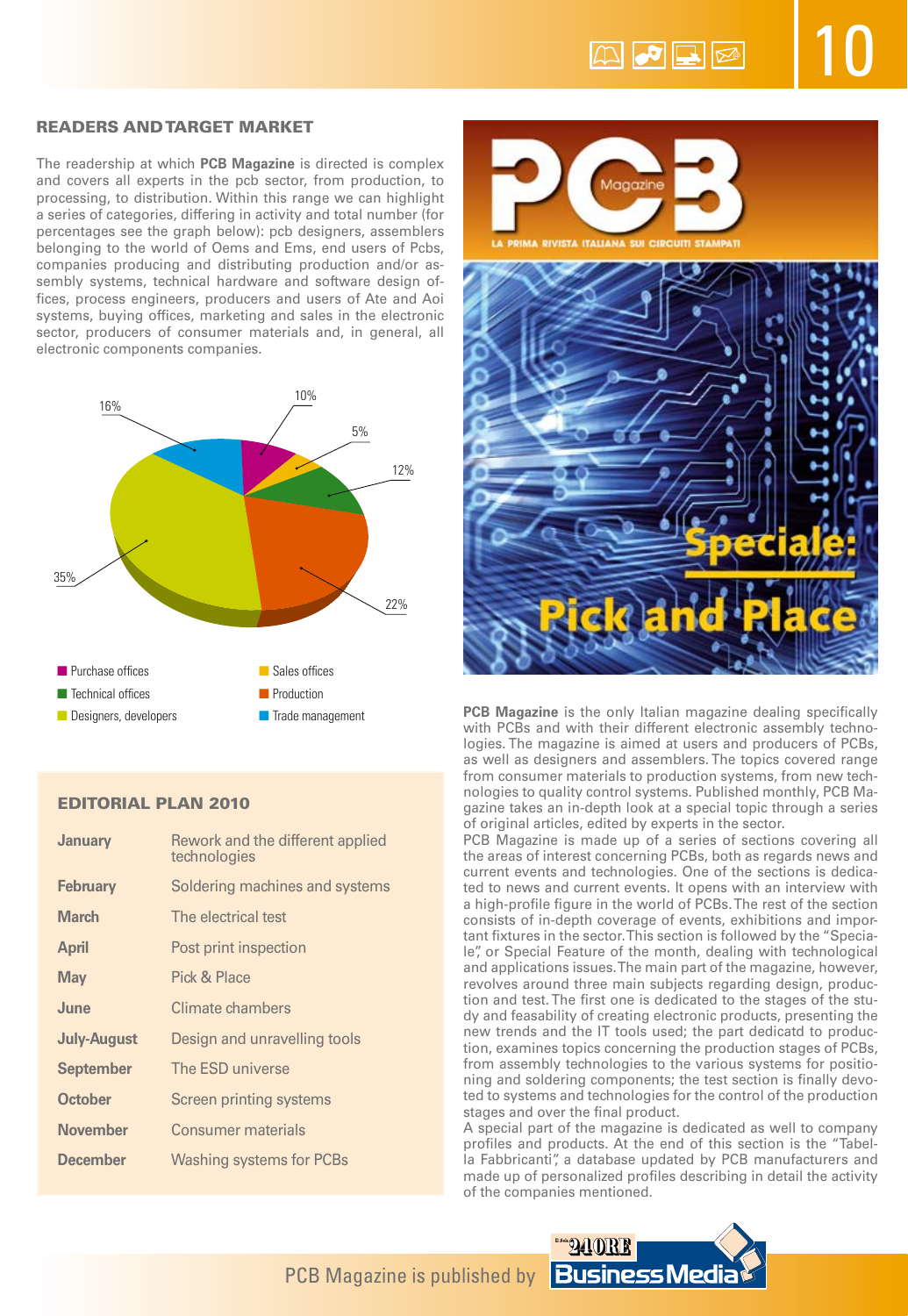## READERS AND TARGET MARKET

The readership at which **PCB Magazine** is directed is complex and covers all experts in the pcb sector, from production, to processing, to distribution. Within this range we can highlight a series of categories, differing in activity and total number (for percentages see the graph below): pcb designers, assemblers belonging to the world of Oems and Ems, end users of Pcbs, companies producing and distributing production and/or assembly systems, technical hardware and software design offices, process engineers, producers and users of Ate and Aoi systems, buying offices, marketing and sales in the electronic sector, producers of consumer materials and, in general, all electronic components companies.

| Category | Percentage |
|---|---|
| Purchase offices | 10% |
| Sales offices | 5% |
| Technical offices | 12% |
| Production | 22% |
| Designers, developers | 35% |
| Trade management | 16% |

## EDITORIAL PLAN 2010

| | |
|---|---|
| **January** | Rework and the different applied technologies |
| **February** | Soldering machines and systems |
| **March** | The electrical test |
| **April** | Post print inspection |
| **May** | Pick & Place |
| **June** | Climate chambers |
| **July-August** | Design and unravelling tools |
| **September** | The ESD universe |
| **October** | Screen printing systems |
| **November** | Consumer materials |
| **December** | Washing systems for PCBs |

PCB Magazine

LA PRIMA RIVISTA ITALIANA SUI CIRCUITI STAMPATI

Speciale: Pick and Place

**PCB Magazine** is the only Italian magazine dealing specifically with PCBs and with their different electronic assembly technologies. The magazine is aimed at users and producers of PCBs, as well as designers and assemblers. The topics covered range from consumer materials to production systems, from new technologies to quality control systems. Published monthly, PCB Magazine takes an in-depth look at a special topic through a series of original articles, edited by experts in the sector.

PCB Magazine is made up of a series of sections covering all the areas of interest concerning PCBs, both as regards news and current events and technologies. One of the sections is dedicated to news and current events. It opens with an interview with a high-profile figure in the world of PCBs. The rest of the section consists of in-depth coverage of events, exhibitions and important fixtures in the sector. This section is followed by the "Speciale", or Special Feature of the month, dealing with technological and applications issues. The main part of the magazine, however, revolves around three main subjects regarding design, production and test. The first one is dedicated to the stages of the study and feasability of creating electronic products, presenting the new trends and the IT tools used; the part dedicatd to production, examines topics concerning the production stages of PCBs, from assembly technologies to the various systems for positioning and soldering components; the test section is finally devoted to systems and technologies for the control of the production stages and over the final product.

A special part of the magazine is dedicated as well to company profiles and products. At the end of this section is the "Tabella Fabbricanti", a database updated by PCB manufacturers and made up of personalized profiles describing in detail the activity of the companies mentioned.

PCB Magazine is published by Il Sole 24 ORE Business Media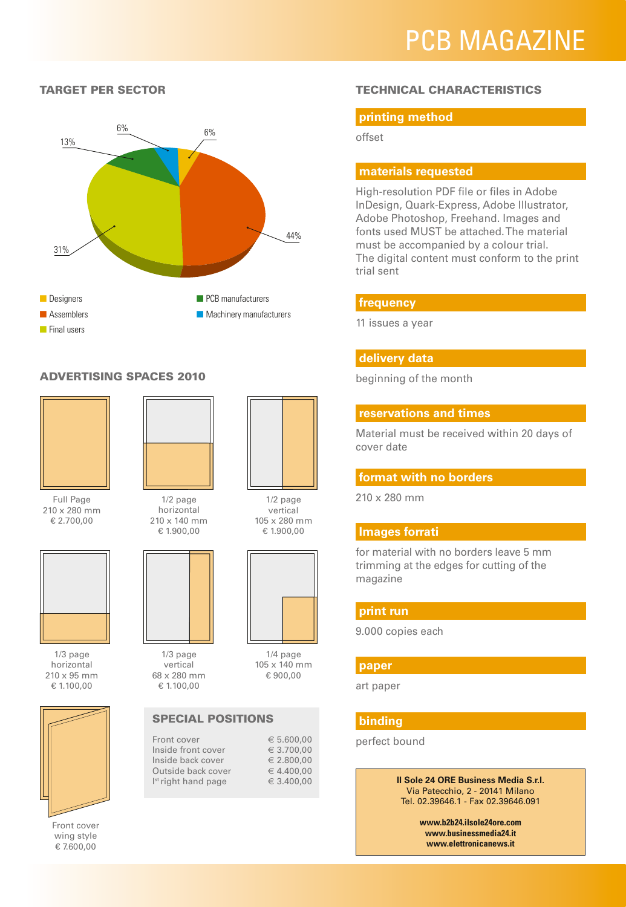# PCB MAGAZINE

## TARGET PER SECTOR

6%
6%
13%
44%
31%

- Designers
- Assemblers
- Final users
- PCB manufacturers
- Machinery manufacturers

## ADVERTISING SPACES 2010

Full Page
210 x 280 mm
€ 2.700,00

1/2 page
horizontal
210 x 140 mm
€ 1.900,00

1/2 page
vertical
105 x 280 mm
€ 1.900,00

1/3 page
horizontal
210 x 95 mm
€ 1.100,00

1/3 page
vertical
68 x 280 mm
€ 1.100,00

1/4 page
105 x 140 mm
€ 900,00

Front cover
wing style
€ 7.600,00

### SPECIAL POSITIONS

| | |
|---|---|
| Front cover | € 5.600,00 |
| Inside front cover | € 3.700,00 |
| Inside back cover | € 2.800,00 |
| Outside back cover | € 4.400,00 |
| I[st] right hand page | € 3.400,00 |

## TECHNICAL CHARACTERISTICS

**printing method**

offset

**materials requested**

High-resolution PDF file or files in Adobe InDesign, Quark-Express, Adobe Illustrator, Adobe Photoshop, Freehand. Images and fonts used MUST be attached. The material must be accompanied by a colour trial. The digital content must conform to the print trial sent

**frequency**

11 issues a year

**delivery data**

beginning of the month

**reservations and times**

Material must be received within 20 days of cover date

**format with no borders**

210 x 280 mm

**Images forrati**

for material with no borders leave 5 mm trimming at the edges for cutting of the magazine

**print run**

9.000 copies each

**paper**

art paper

**binding**

perfect bound

**Il Sole 24 ORE Business Media S.r.l.**
Via Patecchio, 2 - 20141 Milano
Tel. 02.39646.1 - Fax 02.39646.091

**www.b2b24.ilsole24ore.com**
**www.businessmedia24.it**
**www.elettronicanews.it**